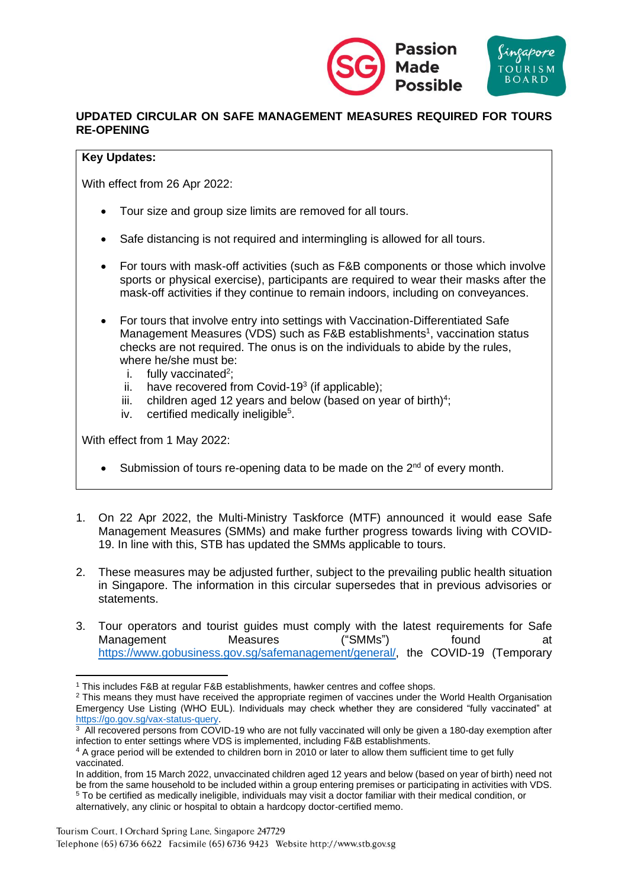## UPDATED CIRCULAR ON SAFE MANAGEMENT MEASURES REQUIRED FOR TOURS RE-OPENING

**Key Updates:**

With effect from 26 Apr 2022:

- Tour size and group size limits are removed for all tours.
- Safe distancing is not required and intermingling is allowed for all tours.
- For tours with mask-off activities (such as F&B components or those which involve sports or physical exercise), participants are required to wear their masks after the mask-off activities if they continue to remain indoors, including on conveyances.
- For tours that involve entry into settings with Vaccination-Differentiated Safe Management Measures (VDS) such as F&B establishments[1], vaccination status checks are not required. The onus is on the individuals to abide by the rules, where he/she must be:
  1. fully vaccinated[2];
  2. have recovered from Covid-19[3] (if applicable);
  3. children aged 12 years and below (based on year of birth)[4];
  4. certified medically ineligible[5].

With effect from 1 May 2022:

- Submission of tours re-opening data to be made on the 2nd of every month.

1. On 22 Apr 2022, the Multi-Ministry Taskforce (MTF) announced it would ease Safe Management Measures (SMMs) and make further progress towards living with COVID-19. In line with this, STB has updated the SMMs applicable to tours.

2. These measures may be adjusted further, subject to the prevailing public health situation in Singapore. The information in this circular supersedes that in previous advisories or statements.

3. Tour operators and tourist guides must comply with the latest requirements for Safe Management Measures ("SMMs") found at https://www.gobusiness.gov.sg/safemanagement/general/, the COVID-19 (Temporary

---

[1] This includes F&B at regular F&B establishments, hawker centres and coffee shops.

[2] This means they must have received the appropriate regimen of vaccines under the World Health Organisation Emergency Use Listing (WHO EUL). Individuals may check whether they are considered "fully vaccinated" at https://go.gov.sg/vax-status-query.

[3] All recovered persons from COVID-19 who are not fully vaccinated will only be given a 180-day exemption after infection to enter settings where VDS is implemented, including F&B establishments.

[4] A grace period will be extended to children born in 2010 or later to allow them sufficient time to get fully vaccinated.
In addition, from 15 March 2022, unvaccinated children aged 12 years and below (based on year of birth) need not be from the same household to be included within a group entering premises or participating in activities with VDS.

[5] To be certified as medically ineligible, individuals may visit a doctor familiar with their medical condition, or alternatively, any clinic or hospital to obtain a hardcopy doctor-certified memo.

Tourism Court, 1 Orchard Spring Lane, Singapore 247729
Telephone (65) 6736 6622 Facsimile (65) 6736 9423 Website http://www.stb.gov.sg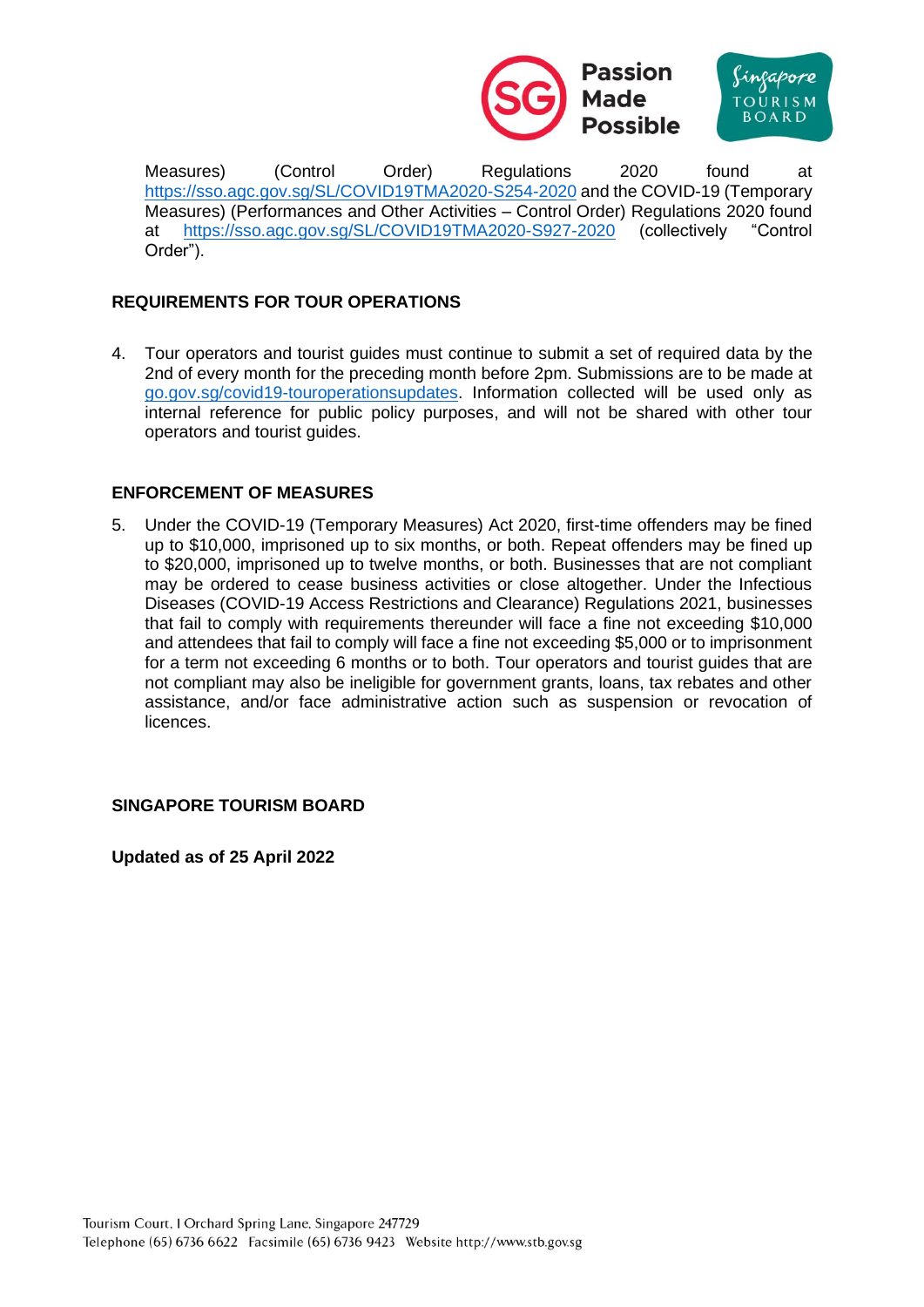Measures) (Control Order) Regulations 2020 found at https://sso.agc.gov.sg/SL/COVID19TMA2020-S254-2020 and the COVID-19 (Temporary Measures) (Performances and Other Activities – Control Order) Regulations 2020 found at https://sso.agc.gov.sg/SL/COVID19TMA2020-S927-2020 (collectively "Control Order").

## REQUIREMENTS FOR TOUR OPERATIONS

4. Tour operators and tourist guides must continue to submit a set of required data by the 2nd of every month for the preceding month before 2pm. Submissions are to be made at go.gov.sg/covid19-touroperationsupdates. Information collected will be used only as internal reference for public policy purposes, and will not be shared with other tour operators and tourist guides.

## ENFORCEMENT OF MEASURES

5. Under the COVID-19 (Temporary Measures) Act 2020, first-time offenders may be fined up to $10,000, imprisoned up to six months, or both. Repeat offenders may be fined up to $20,000, imprisoned up to twelve months, or both. Businesses that are not compliant may be ordered to cease business activities or close altogether. Under the Infectious Diseases (COVID-19 Access Restrictions and Clearance) Regulations 2021, businesses that fail to comply with requirements thereunder will face a fine not exceeding $10,000 and attendees that fail to comply will face a fine not exceeding $5,000 or to imprisonment for a term not exceeding 6 months or to both. Tour operators and tourist guides that are not compliant may also be ineligible for government grants, loans, tax rebates and other assistance, and/or face administrative action such as suspension or revocation of licences.

**SINGAPORE TOURISM BOARD**

**Updated as of 25 April 2022**